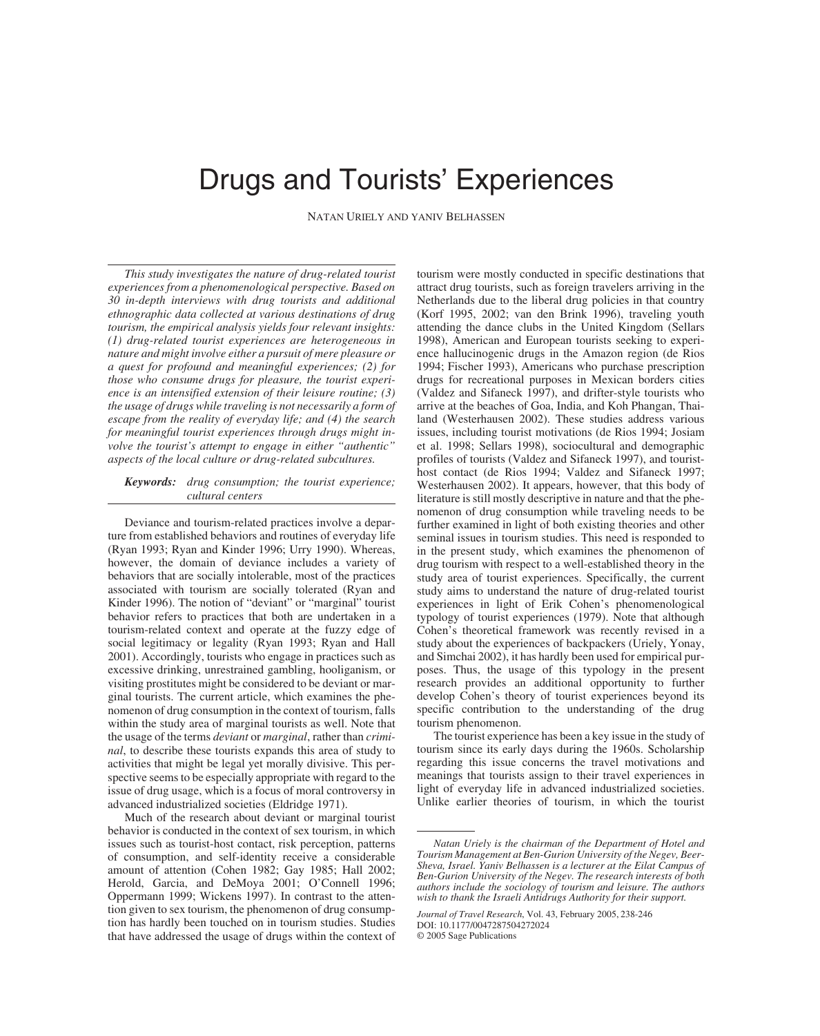# Drugs and Tourists' Experiences

NATAN URIELY AND YANIV BELHASSEN

*This study investigates the nature of drug-related tourist experiences from a phenomenological perspective. Based on 30 in-depth interviews with drug tourists and additional ethnographic data collected at various destinations of drug tourism, the empirical analysis yields four relevant insights: (1) drug-related tourist experiences are heterogeneous in nature and might involve either a pursuit of mere pleasure or a quest for profound and meaningful experiences; (2) for those who consume drugs for pleasure, the tourist experience is an intensified extension of their leisure routine; (3) the usage of drugs while traveling is not necessarily a form of escape from the reality of everyday life; and (4) the search for meaningful tourist experiences through drugs might involve the tourist's attempt to engage in either "authentic" aspects of the local culture or drug-related subcultures.*

***Keywords:*** *drug consumption; the tourist experience; cultural centers*

Deviance and tourism-related practices involve a departure from established behaviors and routines of everyday life (Ryan 1993; Ryan and Kinder 1996; Urry 1990). Whereas, however, the domain of deviance includes a variety of behaviors that are socially intolerable, most of the practices associated with tourism are socially tolerated (Ryan and Kinder 1996). The notion of "deviant" or "marginal" tourist behavior refers to practices that both are undertaken in a tourism-related context and operate at the fuzzy edge of social legitimacy or legality (Ryan 1993; Ryan and Hall 2001). Accordingly, tourists who engage in practices such as excessive drinking, unrestrained gambling, hooliganism, or visiting prostitutes might be considered to be deviant or marginal tourists. The current article, which examines the phenomenon of drug consumption in the context of tourism, falls within the study area of marginal tourists as well. Note that the usage of the terms *deviant* or *marginal*, rather than *criminal*, to describe these tourists expands this area of study to activities that might be legal yet morally divisive. This perspective seems to be especially appropriate with regard to the issue of drug usage, which is a focus of moral controversy in advanced industrialized societies (Eldridge 1971).

Much of the research about deviant or marginal tourist behavior is conducted in the context of sex tourism, in which issues such as tourist-host contact, risk perception, patterns of consumption, and self-identity receive a considerable amount of attention (Cohen 1982; Gay 1985; Hall 2002; Herold, Garcia, and DeMoya 2001; O'Connell 1996; Oppermann 1999; Wickens 1997). In contrast to the attention given to sex tourism, the phenomenon of drug consumption has hardly been touched on in tourism studies. Studies that have addressed the usage of drugs within the context of tourism were mostly conducted in specific destinations that attract drug tourists, such as foreign travelers arriving in the Netherlands due to the liberal drug policies in that country (Korf 1995, 2002; van den Brink 1996), traveling youth attending the dance clubs in the United Kingdom (Sellars 1998), American and European tourists seeking to experience hallucinogenic drugs in the Amazon region (de Rios 1994; Fischer 1993), Americans who purchase prescription drugs for recreational purposes in Mexican borders cities (Valdez and Sifaneck 1997), and drifter-style tourists who arrive at the beaches of Goa, India, and Koh Phangan, Thailand (Westerhausen 2002). These studies address various issues, including tourist motivations (de Rios 1994; Josiam et al. 1998; Sellars 1998), sociocultural and demographic profiles of tourists (Valdez and Sifaneck 1997), and tourist-host contact (de Rios 1994; Valdez and Sifaneck 1997; Westerhausen 2002). It appears, however, that this body of literature is still mostly descriptive in nature and that the phenomenon of drug consumption while traveling needs to be further examined in light of both existing theories and other seminal issues in tourism studies. This need is responded to in the present study, which examines the phenomenon of drug tourism with respect to a well-established theory in the study area of tourist experiences. Specifically, the current study aims to understand the nature of drug-related tourist experiences in light of Erik Cohen's phenomenological typology of tourist experiences (1979). Note that although Cohen's theoretical framework was recently revised in a study about the experiences of backpackers (Uriely, Yonay, and Simchai 2002), it has hardly been used for empirical purposes. Thus, the usage of this typology in the present research provides an additional opportunity to further develop Cohen's theory of tourist experiences beyond its specific contribution to the understanding of the drug tourism phenomenon.

The tourist experience has been a key issue in the study of tourism since its early days during the 1960s. Scholarship regarding this issue concerns the travel motivations and meanings that tourists assign to their travel experiences in light of everyday life in advanced industrialized societies. Unlike earlier theories of tourism, in which the tourist

*Natan Uriely is the chairman of the Department of Hotel and Tourism Management at Ben-Gurion University of the Negev, Beer-Sheva, Israel. Yaniv Belhassen is a lecturer at the Eilat Campus of Ben-Gurion University of the Negev. The research interests of both authors include the sociology of tourism and leisure. The authors wish to thank the Israeli Antidrugs Authority for their support.*

*Journal of Travel Research*, Vol. 43, February 2005, 238-246
DOI: 10.1177/0047287504272024
© 2005 Sage Publications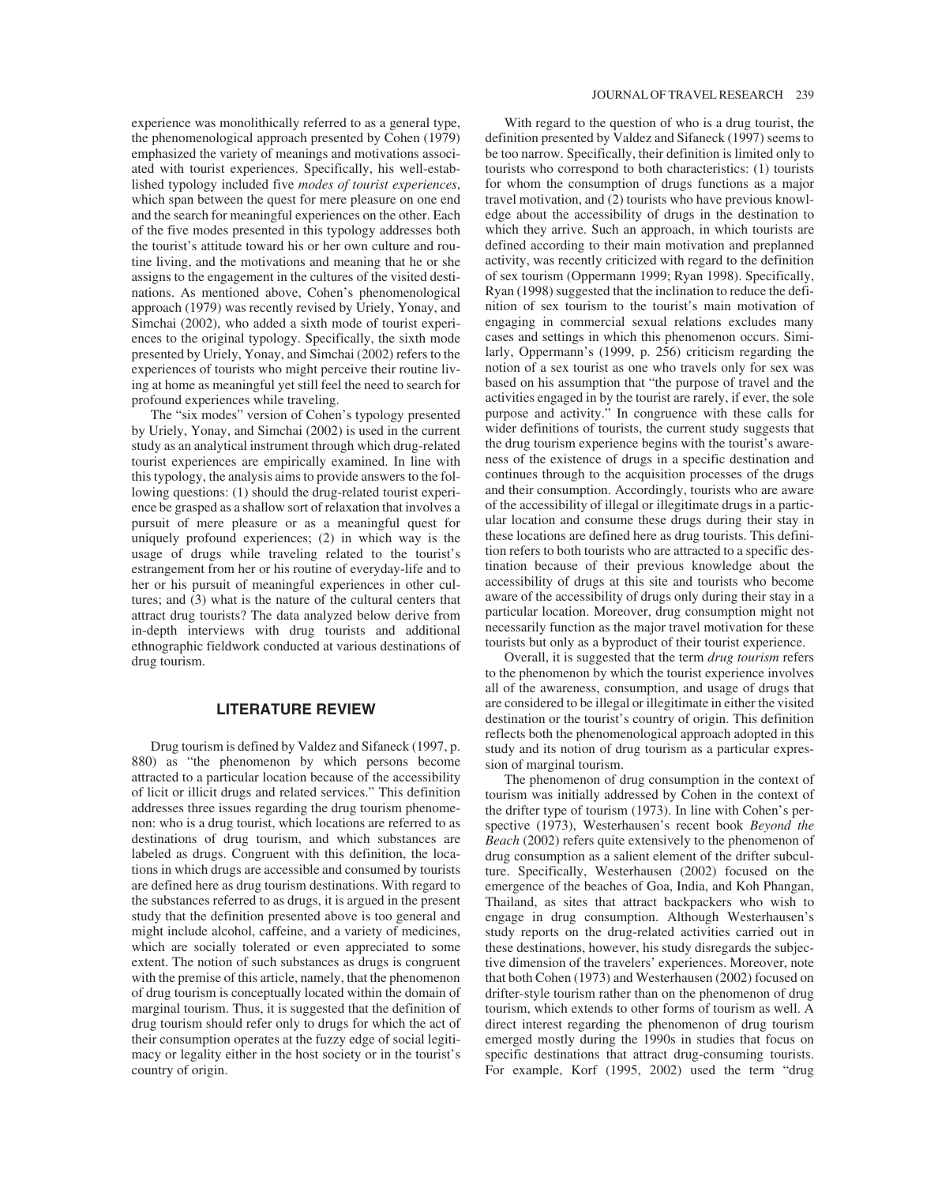experience was monolithically referred to as a general type, the phenomenological approach presented by Cohen (1979) emphasized the variety of meanings and motivations associated with tourist experiences. Specifically, his well-established typology included five *modes of tourist experiences*, which span between the quest for mere pleasure on one end and the search for meaningful experiences on the other. Each of the five modes presented in this typology addresses both the tourist's attitude toward his or her own culture and routine living, and the motivations and meaning that he or she assigns to the engagement in the cultures of the visited destinations. As mentioned above, Cohen's phenomenological approach (1979) was recently revised by Uriely, Yonay, and Simchai (2002), who added a sixth mode of tourist experiences to the original typology. Specifically, the sixth mode presented by Uriely, Yonay, and Simchai (2002) refers to the experiences of tourists who might perceive their routine living at home as meaningful yet still feel the need to search for profound experiences while traveling.

The "six modes" version of Cohen's typology presented by Uriely, Yonay, and Simchai (2002) is used in the current study as an analytical instrument through which drug-related tourist experiences are empirically examined. In line with this typology, the analysis aims to provide answers to the following questions: (1) should the drug-related tourist experience be grasped as a shallow sort of relaxation that involves a pursuit of mere pleasure or as a meaningful quest for uniquely profound experiences; (2) in which way is the usage of drugs while traveling related to the tourist's estrangement from her or his routine of everyday-life and to her or his pursuit of meaningful experiences in other cultures; and (3) what is the nature of the cultural centers that attract drug tourists? The data analyzed below derive from in-depth interviews with drug tourists and additional ethnographic fieldwork conducted at various destinations of drug tourism.

## LITERATURE REVIEW

Drug tourism is defined by Valdez and Sifaneck (1997, p. 880) as "the phenomenon by which persons become attracted to a particular location because of the accessibility of licit or illicit drugs and related services." This definition addresses three issues regarding the drug tourism phenomenon: who is a drug tourist, which locations are referred to as destinations of drug tourism, and which substances are labeled as drugs. Congruent with this definition, the locations in which drugs are accessible and consumed by tourists are defined here as drug tourism destinations. With regard to the substances referred to as drugs, it is argued in the present study that the definition presented above is too general and might include alcohol, caffeine, and a variety of medicines, which are socially tolerated or even appreciated to some extent. The notion of such substances as drugs is congruent with the premise of this article, namely, that the phenomenon of drug tourism is conceptually located within the domain of marginal tourism. Thus, it is suggested that the definition of drug tourism should refer only to drugs for which the act of their consumption operates at the fuzzy edge of social legitimacy or legality either in the host society or in the tourist's country of origin.

With regard to the question of who is a drug tourist, the definition presented by Valdez and Sifaneck (1997) seems to be too narrow. Specifically, their definition is limited only to tourists who correspond to both characteristics: (1) tourists for whom the consumption of drugs functions as a major travel motivation, and (2) tourists who have previous knowledge about the accessibility of drugs in the destination to which they arrive. Such an approach, in which tourists are defined according to their main motivation and preplanned activity, was recently criticized with regard to the definition of sex tourism (Oppermann 1999; Ryan 1998). Specifically, Ryan (1998) suggested that the inclination to reduce the definition of sex tourism to the tourist's main motivation of engaging in commercial sexual relations excludes many cases and settings in which this phenomenon occurs. Similarly, Oppermann's (1999, p. 256) criticism regarding the notion of a sex tourist as one who travels only for sex was based on his assumption that "the purpose of travel and the activities engaged in by the tourist are rarely, if ever, the sole purpose and activity." In congruence with these calls for wider definitions of tourists, the current study suggests that the drug tourism experience begins with the tourist's awareness of the existence of drugs in a specific destination and continues through to the acquisition processes of the drugs and their consumption. Accordingly, tourists who are aware of the accessibility of illegal or illegitimate drugs in a particular location and consume these drugs during their stay in these locations are defined here as drug tourists. This definition refers to both tourists who are attracted to a specific destination because of their previous knowledge about the accessibility of drugs at this site and tourists who become aware of the accessibility of drugs only during their stay in a particular location. Moreover, drug consumption might not necessarily function as the major travel motivation for these tourists but only as a byproduct of their tourist experience.

Overall, it is suggested that the term *drug tourism* refers to the phenomenon by which the tourist experience involves all of the awareness, consumption, and usage of drugs that are considered to be illegal or illegitimate in either the visited destination or the tourist's country of origin. This definition reflects both the phenomenological approach adopted in this study and its notion of drug tourism as a particular expression of marginal tourism.

The phenomenon of drug consumption in the context of tourism was initially addressed by Cohen in the context of the drifter type of tourism (1973). In line with Cohen's perspective (1973), Westerhausen's recent book *Beyond the Beach* (2002) refers quite extensively to the phenomenon of drug consumption as a salient element of the drifter subculture. Specifically, Westerhausen (2002) focused on the emergence of the beaches of Goa, India, and Koh Phangan, Thailand, as sites that attract backpackers who wish to engage in drug consumption. Although Westerhausen's study reports on the drug-related activities carried out in these destinations, however, his study disregards the subjective dimension of the travelers' experiences. Moreover, note that both Cohen (1973) and Westerhausen (2002) focused on drifter-style tourism rather than on the phenomenon of drug tourism, which extends to other forms of tourism as well. A direct interest regarding the phenomenon of drug tourism emerged mostly during the 1990s in studies that focus on specific destinations that attract drug-consuming tourists. For example, Korf (1995, 2002) used the term "drug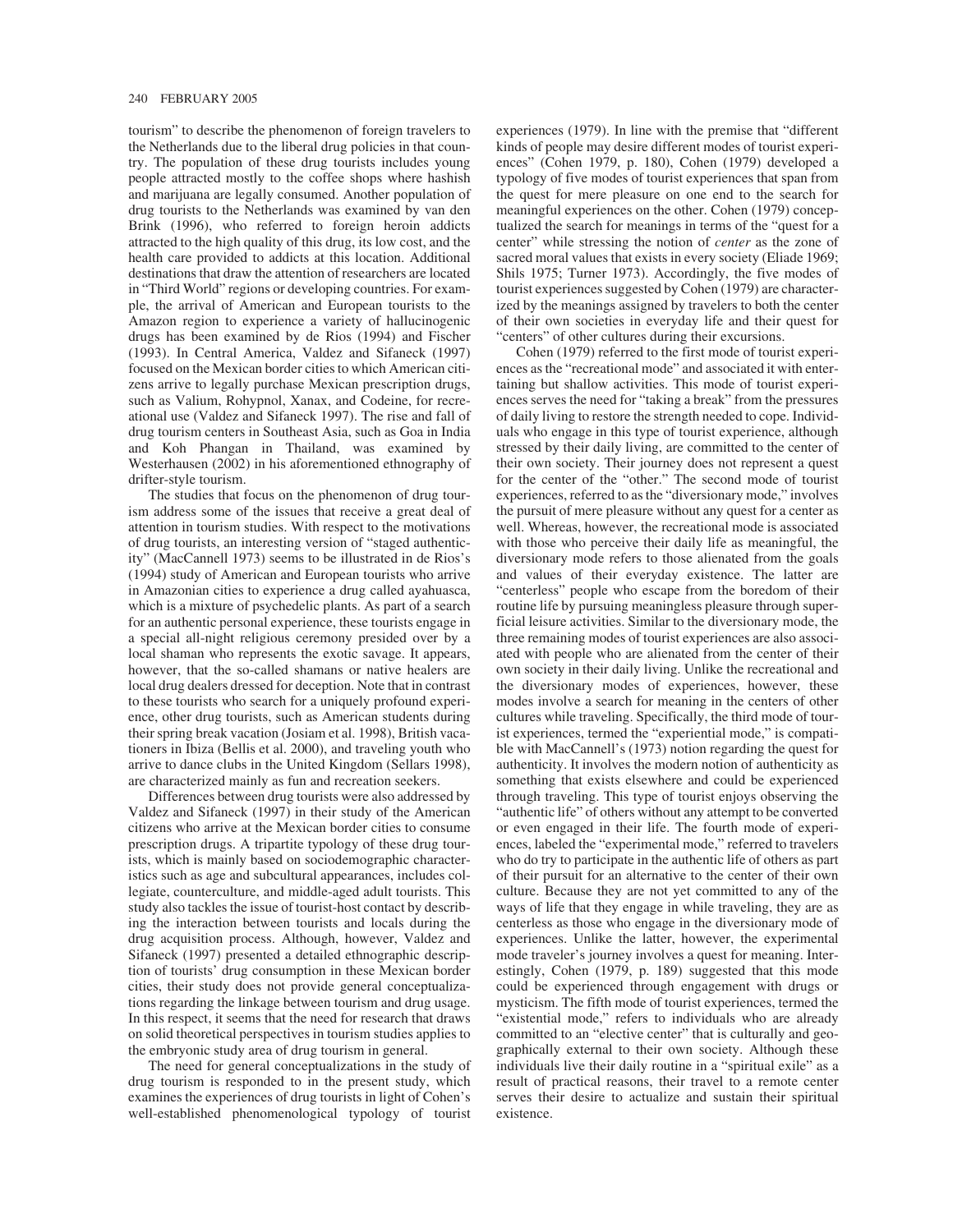tourism" to describe the phenomenon of foreign travelers to the Netherlands due to the liberal drug policies in that country. The population of these drug tourists includes young people attracted mostly to the coffee shops where hashish and marijuana are legally consumed. Another population of drug tourists to the Netherlands was examined by van den Brink (1996), who referred to foreign heroin addicts attracted to the high quality of this drug, its low cost, and the health care provided to addicts at this location. Additional destinations that draw the attention of researchers are located in "Third World" regions or developing countries. For example, the arrival of American and European tourists to the Amazon region to experience a variety of hallucinogenic drugs has been examined by de Rios (1994) and Fischer (1993). In Central America, Valdez and Sifaneck (1997) focused on the Mexican border cities to which American citizens arrive to legally purchase Mexican prescription drugs, such as Valium, Rohypnol, Xanax, and Codeine, for recreational use (Valdez and Sifaneck 1997). The rise and fall of drug tourism centers in Southeast Asia, such as Goa in India and Koh Phangan in Thailand, was examined by Westerhausen (2002) in his aforementioned ethnography of drifter-style tourism.

The studies that focus on the phenomenon of drug tourism address some of the issues that receive a great deal of attention in tourism studies. With respect to the motivations of drug tourists, an interesting version of "staged authenticity" (MacCannell 1973) seems to be illustrated in de Rios's (1994) study of American and European tourists who arrive in Amazonian cities to experience a drug called ayahuasca, which is a mixture of psychedelic plants. As part of a search for an authentic personal experience, these tourists engage in a special all-night religious ceremony presided over by a local shaman who represents the exotic savage. It appears, however, that the so-called shamans or native healers are local drug dealers dressed for deception. Note that in contrast to these tourists who search for a uniquely profound experience, other drug tourists, such as American students during their spring break vacation (Josiam et al. 1998), British vacationers in Ibiza (Bellis et al. 2000), and traveling youth who arrive to dance clubs in the United Kingdom (Sellars 1998), are characterized mainly as fun and recreation seekers.

Differences between drug tourists were also addressed by Valdez and Sifaneck (1997) in their study of the American citizens who arrive at the Mexican border cities to consume prescription drugs. A tripartite typology of these drug tourists, which is mainly based on sociodemographic characteristics such as age and subcultural appearances, includes collegiate, counterculture, and middle-aged adult tourists. This study also tackles the issue of tourist-host contact by describing the interaction between tourists and locals during the drug acquisition process. Although, however, Valdez and Sifaneck (1997) presented a detailed ethnographic description of tourists' drug consumption in these Mexican border cities, their study does not provide general conceptualizations regarding the linkage between tourism and drug usage. In this respect, it seems that the need for research that draws on solid theoretical perspectives in tourism studies applies to the embryonic study area of drug tourism in general.

The need for general conceptualizations in the study of drug tourism is responded to in the present study, which examines the experiences of drug tourists in light of Cohen's well-established phenomenological typology of tourist experiences (1979). In line with the premise that "different kinds of people may desire different modes of tourist experiences" (Cohen 1979, p. 180), Cohen (1979) developed a typology of five modes of tourist experiences that span from the quest for mere pleasure on one end to the search for meaningful experiences on the other. Cohen (1979) conceptualized the search for meanings in terms of the "quest for a center" while stressing the notion of *center* as the zone of sacred moral values that exists in every society (Eliade 1969; Shils 1975; Turner 1973). Accordingly, the five modes of tourist experiences suggested by Cohen (1979) are characterized by the meanings assigned by travelers to both the center of their own societies in everyday life and their quest for "centers" of other cultures during their excursions.

Cohen (1979) referred to the first mode of tourist experiences as the "recreational mode" and associated it with entertaining but shallow activities. This mode of tourist experiences serves the need for "taking a break" from the pressures of daily living to restore the strength needed to cope. Individuals who engage in this type of tourist experience, although stressed by their daily living, are committed to the center of their own society. Their journey does not represent a quest for the center of the "other." The second mode of tourist experiences, referred to as the "diversionary mode," involves the pursuit of mere pleasure without any quest for a center as well. Whereas, however, the recreational mode is associated with those who perceive their daily life as meaningful, the diversionary mode refers to those alienated from the goals and values of their everyday existence. The latter are "centerless" people who escape from the boredom of their routine life by pursuing meaningless pleasure through superficial leisure activities. Similar to the diversionary mode, the three remaining modes of tourist experiences are also associated with people who are alienated from the center of their own society in their daily living. Unlike the recreational and the diversionary modes of experiences, however, these modes involve a search for meaning in the centers of other cultures while traveling. Specifically, the third mode of tourist experiences, termed the "experiential mode," is compatible with MacCannell's (1973) notion regarding the quest for authenticity. It involves the modern notion of authenticity as something that exists elsewhere and could be experienced through traveling. This type of tourist enjoys observing the "authentic life" of others without any attempt to be converted or even engaged in their life. The fourth mode of experiences, labeled the "experimental mode," referred to travelers who do try to participate in the authentic life of others as part of their pursuit for an alternative to the center of their own culture. Because they are not yet committed to any of the ways of life that they engage in while traveling, they are as centerless as those who engage in the diversionary mode of experiences. Unlike the latter, however, the experimental mode traveler's journey involves a quest for meaning. Interestingly, Cohen (1979, p. 189) suggested that this mode could be experienced through engagement with drugs or mysticism. The fifth mode of tourist experiences, termed the "existential mode," refers to individuals who are already committed to an "elective center" that is culturally and geographically external to their own society. Although these individuals live their daily routine in a "spiritual exile" as a result of practical reasons, their travel to a remote center serves their desire to actualize and sustain their spiritual existence.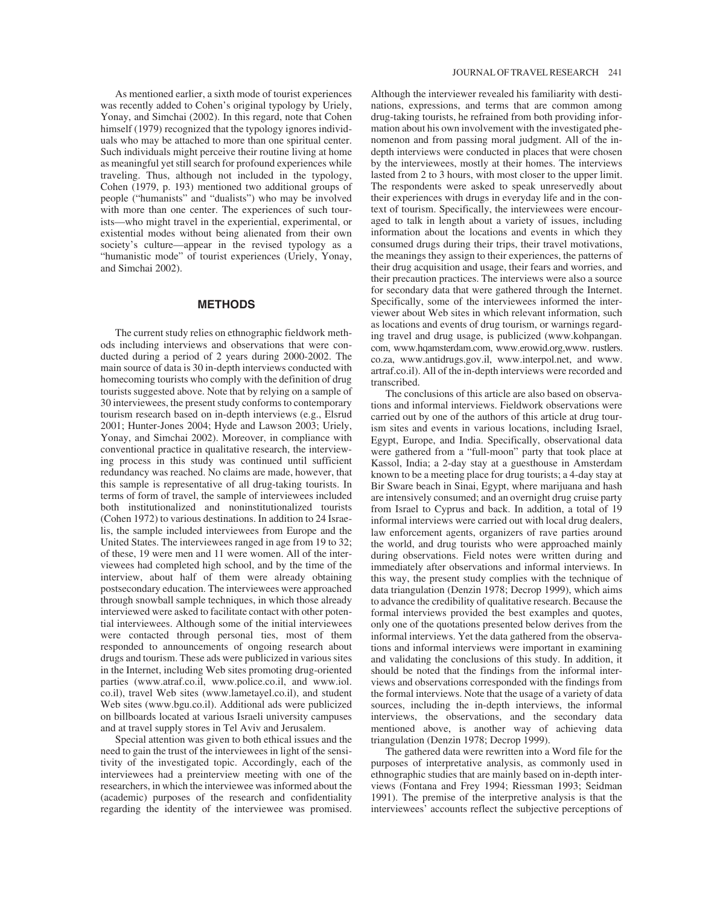As mentioned earlier, a sixth mode of tourist experiences was recently added to Cohen's original typology by Uriely, Yonay, and Simchai (2002). In this regard, note that Cohen himself (1979) recognized that the typology ignores individuals who may be attached to more than one spiritual center. Such individuals might perceive their routine living at home as meaningful yet still search for profound experiences while traveling. Thus, although not included in the typology, Cohen (1979, p. 193) mentioned two additional groups of people ("humanists" and "dualists") who may be involved with more than one center. The experiences of such tourists—who might travel in the experiential, experimental, or existential modes without being alienated from their own society's culture—appear in the revised typology as a "humanistic mode" of tourist experiences (Uriely, Yonay, and Simchai 2002).

## METHODS

The current study relies on ethnographic fieldwork methods including interviews and observations that were conducted during a period of 2 years during 2000-2002. The main source of data is 30 in-depth interviews conducted with homecoming tourists who comply with the definition of drug tourists suggested above. Note that by relying on a sample of 30 interviewees, the present study conforms to contemporary tourism research based on in-depth interviews (e.g., Elsrud 2001; Hunter-Jones 2004; Hyde and Lawson 2003; Uriely, Yonay, and Simchai 2002). Moreover, in compliance with conventional practice in qualitative research, the interviewing process in this study was continued until sufficient redundancy was reached. No claims are made, however, that this sample is representative of all drug-taking tourists. In terms of form of travel, the sample of interviewees included both institutionalized and noninstitutionalized tourists (Cohen 1972) to various destinations. In addition to 24 Israelis, the sample included interviewees from Europe and the United States. The interviewees ranged in age from 19 to 32; of these, 19 were men and 11 were women. All of the interviewees had completed high school, and by the time of the interview, about half of them were already obtaining postsecondary education. The interviewees were approached through snowball sample techniques, in which those already interviewed were asked to facilitate contact with other potential interviewees. Although some of the initial interviewees were contacted through personal ties, most of them responded to announcements of ongoing research about drugs and tourism. These ads were publicized in various sites in the Internet, including Web sites promoting drug-oriented parties (www.atraf.co.il, www.police.co.il, and www.iol.co.il), travel Web sites (www.lametayel.co.il), and student Web sites (www.bgu.co.il). Additional ads were publicized on billboards located at various Israeli university campuses and at travel supply stores in Tel Aviv and Jerusalem.

Special attention was given to both ethical issues and the need to gain the trust of the interviewees in light of the sensitivity of the investigated topic. Accordingly, each of the interviewees had a preinterview meeting with one of the researchers, in which the interviewee was informed about the (academic) purposes of the research and confidentiality regarding the identity of the interviewee was promised. Although the interviewer revealed his familiarity with destinations, expressions, and terms that are common among drug-taking tourists, he refrained from both providing information about his own involvement with the investigated phenomenon and from passing moral judgment. All of the in-depth interviews were conducted in places that were chosen by the interviewees, mostly at their homes. The interviews lasted from 2 to 3 hours, with most closer to the upper limit. The respondents were asked to speak unreservedly about their experiences with drugs in everyday life and in the context of tourism. Specifically, the interviewees were encouraged to talk in length about a variety of issues, including information about the locations and events in which they consumed drugs during their trips, their travel motivations, the meanings they assign to their experiences, the patterns of their drug acquisition and usage, their fears and worries, and their precaution practices. The interviews were also a source for secondary data that were gathered through the Internet. Specifically, some of the interviewees informed the interviewer about Web sites in which relevant information, such as locations and events of drug tourism, or warnings regarding travel and drug usage, is publicized (www.kohpangan.com, www.hqamsterdam.com, www.erowid.org,www. rustlers.co.za, www.antidrugs.gov.il, www.interpol.net, and www.artraf.co.il). All of the in-depth interviews were recorded and transcribed.

The conclusions of this article are also based on observations and informal interviews. Fieldwork observations were carried out by one of the authors of this article at drug tourism sites and events in various locations, including Israel, Egypt, Europe, and India. Specifically, observational data were gathered from a "full-moon" party that took place at Kassol, India; a 2-day stay at a guesthouse in Amsterdam known to be a meeting place for drug tourists; a 4-day stay at Bir Sware beach in Sinai, Egypt, where marijuana and hash are intensively consumed; and an overnight drug cruise party from Israel to Cyprus and back. In addition, a total of 19 informal interviews were carried out with local drug dealers, law enforcement agents, organizers of rave parties around the world, and drug tourists who were approached mainly during observations. Field notes were written during and immediately after observations and informal interviews. In this way, the present study complies with the technique of data triangulation (Denzin 1978; Decrop 1999), which aims to advance the credibility of qualitative research. Because the formal interviews provided the best examples and quotes, only one of the quotations presented below derives from the informal interviews. Yet the data gathered from the observations and informal interviews were important in examining and validating the conclusions of this study. In addition, it should be noted that the findings from the informal interviews and observations corresponded with the findings from the formal interviews. Note that the usage of a variety of data sources, including the in-depth interviews, the informal interviews, the observations, and the secondary data mentioned above, is another way of achieving data triangulation (Denzin 1978; Decrop 1999).

The gathered data were rewritten into a Word file for the purposes of interpretative analysis, as commonly used in ethnographic studies that are mainly based on in-depth interviews (Fontana and Frey 1994; Riessman 1993; Seidman 1991). The premise of the interpretive analysis is that the interviewees' accounts reflect the subjective perceptions of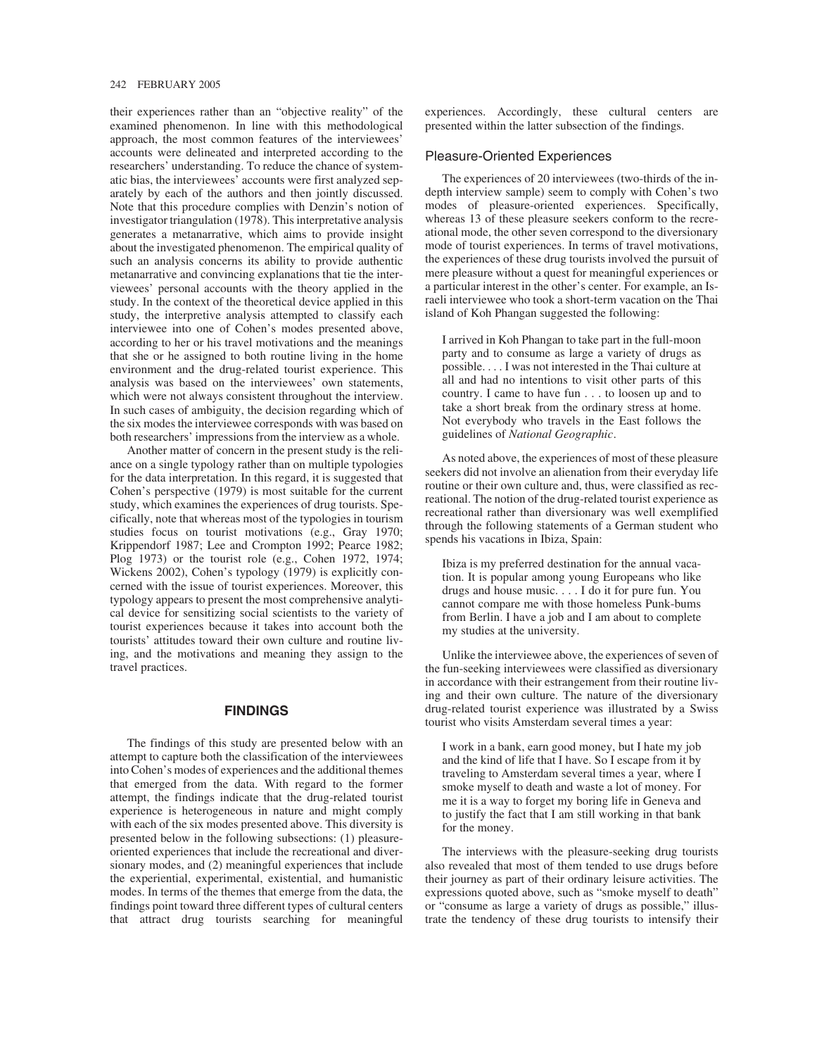their experiences rather than an "objective reality" of the examined phenomenon. In line with this methodological approach, the most common features of the interviewees' accounts were delineated and interpreted according to the researchers' understanding. To reduce the chance of systematic bias, the interviewees' accounts were first analyzed separately by each of the authors and then jointly discussed. Note that this procedure complies with Denzin's notion of investigator triangulation (1978). This interpretative analysis generates a metanarrative, which aims to provide insight about the investigated phenomenon. The empirical quality of such an analysis concerns its ability to provide authentic metanarrative and convincing explanations that tie the interviewees' personal accounts with the theory applied in the study. In the context of the theoretical device applied in this study, the interpretive analysis attempted to classify each interviewee into one of Cohen's modes presented above, according to her or his travel motivations and the meanings that she or he assigned to both routine living in the home environment and the drug-related tourist experience. This analysis was based on the interviewees' own statements, which were not always consistent throughout the interview. In such cases of ambiguity, the decision regarding which of the six modes the interviewee corresponds with was based on both researchers' impressions from the interview as a whole.

Another matter of concern in the present study is the reliance on a single typology rather than on multiple typologies for the data interpretation. In this regard, it is suggested that Cohen's perspective (1979) is most suitable for the current study, which examines the experiences of drug tourists. Specifically, note that whereas most of the typologies in tourism studies focus on tourist motivations (e.g., Gray 1970; Krippendorf 1987; Lee and Crompton 1992; Pearce 1982; Plog 1973) or the tourist role (e.g., Cohen 1972, 1974; Wickens 2002), Cohen's typology (1979) is explicitly concerned with the issue of tourist experiences. Moreover, this typology appears to present the most comprehensive analytical device for sensitizing social scientists to the variety of tourist experiences because it takes into account both the tourists' attitudes toward their own culture and routine living, and the motivations and meaning they assign to the travel practices.

## FINDINGS

The findings of this study are presented below with an attempt to capture both the classification of the interviewees into Cohen's modes of experiences and the additional themes that emerged from the data. With regard to the former attempt, the findings indicate that the drug-related tourist experience is heterogeneous in nature and might comply with each of the six modes presented above. This diversity is presented below in the following subsections: (1) pleasure-oriented experiences that include the recreational and diversionary modes, and (2) meaningful experiences that include the experiential, experimental, existential, and humanistic modes. In terms of the themes that emerge from the data, the findings point toward three different types of cultural centers that attract drug tourists searching for meaningful experiences. Accordingly, these cultural centers are presented within the latter subsection of the findings.

### Pleasure-Oriented Experiences

The experiences of 20 interviewees (two-thirds of the in-depth interview sample) seem to comply with Cohen's two modes of pleasure-oriented experiences. Specifically, whereas 13 of these pleasure seekers conform to the recreational mode, the other seven correspond to the diversionary mode of tourist experiences. In terms of travel motivations, the experiences of these drug tourists involved the pursuit of mere pleasure without a quest for meaningful experiences or a particular interest in the other's center. For example, an Israeli interviewee who took a short-term vacation on the Thai island of Koh Phangan suggested the following:

> I arrived in Koh Phangan to take part in the full-moon party and to consume as large a variety of drugs as possible. . . . I was not interested in the Thai culture at all and had no intentions to visit other parts of this country. I came to have fun . . . to loosen up and to take a short break from the ordinary stress at home. Not everybody who travels in the East follows the guidelines of *National Geographic*.

As noted above, the experiences of most of these pleasure seekers did not involve an alienation from their everyday life routine or their own culture and, thus, were classified as recreational. The notion of the drug-related tourist experience as recreational rather than diversionary was well exemplified through the following statements of a German student who spends his vacations in Ibiza, Spain:

> Ibiza is my preferred destination for the annual vacation. It is popular among young Europeans who like drugs and house music. . . . I do it for pure fun. You cannot compare me with those homeless Punk-bums from Berlin. I have a job and I am about to complete my studies at the university.

Unlike the interviewee above, the experiences of seven of the fun-seeking interviewees were classified as diversionary in accordance with their estrangement from their routine living and their own culture. The nature of the diversionary drug-related tourist experience was illustrated by a Swiss tourist who visits Amsterdam several times a year:

> I work in a bank, earn good money, but I hate my job and the kind of life that I have. So I escape from it by traveling to Amsterdam several times a year, where I smoke myself to death and waste a lot of money. For me it is a way to forget my boring life in Geneva and to justify the fact that I am still working in that bank for the money.

The interviews with the pleasure-seeking drug tourists also revealed that most of them tended to use drugs before their journey as part of their ordinary leisure activities. The expressions quoted above, such as "smoke myself to death" or "consume as large a variety of drugs as possible," illustrate the tendency of these drug tourists to intensify their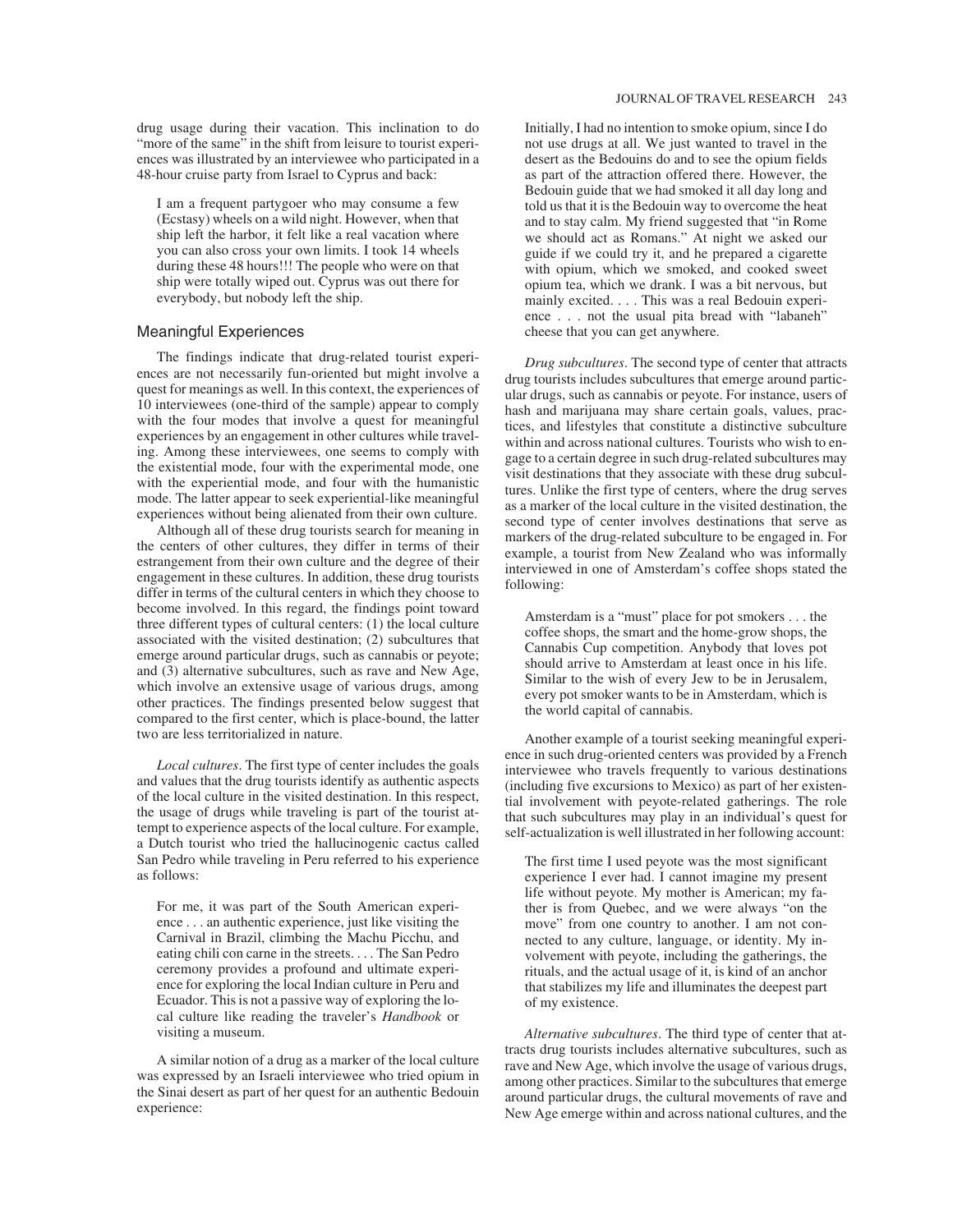drug usage during their vacation. This inclination to do "more of the same" in the shift from leisure to tourist experiences was illustrated by an interviewee who participated in a 48-hour cruise party from Israel to Cyprus and back:

> I am a frequent partygoer who may consume a few (Ecstasy) wheels on a wild night. However, when that ship left the harbor, it felt like a real vacation where you can also cross your own limits. I took 14 wheels during these 48 hours!!! The people who were on that ship were totally wiped out. Cyprus was out there for everybody, but nobody left the ship.

## Meaningful Experiences

The findings indicate that drug-related tourist experiences are not necessarily fun-oriented but might involve a quest for meanings as well. In this context, the experiences of 10 interviewees (one-third of the sample) appear to comply with the four modes that involve a quest for meaningful experiences by an engagement in other cultures while traveling. Among these interviewees, one seems to comply with the existential mode, four with the experimental mode, one with the experiential mode, and four with the humanistic mode. The latter appear to seek experiential-like meaningful experiences without being alienated from their own culture.

Although all of these drug tourists search for meaning in the centers of other cultures, they differ in terms of their estrangement from their own culture and the degree of their engagement in these cultures. In addition, these drug tourists differ in terms of the cultural centers in which they choose to become involved. In this regard, the findings point toward three different types of cultural centers: (1) the local culture associated with the visited destination; (2) subcultures that emerge around particular drugs, such as cannabis or peyote; and (3) alternative subcultures, such as rave and New Age, which involve an extensive usage of various drugs, among other practices. The findings presented below suggest that compared to the first center, which is place-bound, the latter two are less territorialized in nature.

*Local cultures*. The first type of center includes the goals and values that the drug tourists identify as authentic aspects of the local culture in the visited destination. In this respect, the usage of drugs while traveling is part of the tourist attempt to experience aspects of the local culture. For example, a Dutch tourist who tried the hallucinogenic cactus called San Pedro while traveling in Peru referred to his experience as follows:

> For me, it was part of the South American experience . . . an authentic experience, just like visiting the Carnival in Brazil, climbing the Machu Picchu, and eating chili con carne in the streets. . . . The San Pedro ceremony provides a profound and ultimate experience for exploring the local Indian culture in Peru and Ecuador. This is not a passive way of exploring the local culture like reading the traveler's *Handbook* or visiting a museum.

A similar notion of a drug as a marker of the local culture was expressed by an Israeli interviewee who tried opium in the Sinai desert as part of her quest for an authentic Bedouin experience:

> Initially, I had no intention to smoke opium, since I do not use drugs at all. We just wanted to travel in the desert as the Bedouins do and to see the opium fields as part of the attraction offered there. However, the Bedouin guide that we had smoked it all day long and told us that it is the Bedouin way to overcome the heat and to stay calm. My friend suggested that "in Rome we should act as Romans." At night we asked our guide if we could try it, and he prepared a cigarette with opium, which we smoked, and cooked sweet opium tea, which we drank. I was a bit nervous, but mainly excited. . . . This was a real Bedouin experience . . . not the usual pita bread with "labaneh" cheese that you can get anywhere.

*Drug subcultures*. The second type of center that attracts drug tourists includes subcultures that emerge around particular drugs, such as cannabis or peyote. For instance, users of hash and marijuana may share certain goals, values, practices, and lifestyles that constitute a distinctive subculture within and across national cultures. Tourists who wish to engage to a certain degree in such drug-related subcultures may visit destinations that they associate with these drug subcultures. Unlike the first type of centers, where the drug serves as a marker of the local culture in the visited destination, the second type of center involves destinations that serve as markers of the drug-related subculture to be engaged in. For example, a tourist from New Zealand who was informally interviewed in one of Amsterdam's coffee shops stated the following:

> Amsterdam is a "must" place for pot smokers . . . the coffee shops, the smart and the home-grow shops, the Cannabis Cup competition. Anybody that loves pot should arrive to Amsterdam at least once in his life. Similar to the wish of every Jew to be in Jerusalem, every pot smoker wants to be in Amsterdam, which is the world capital of cannabis.

Another example of a tourist seeking meaningful experience in such drug-oriented centers was provided by a French interviewee who travels frequently to various destinations (including five excursions to Mexico) as part of her existential involvement with peyote-related gatherings. The role that such subcultures may play in an individual's quest for self-actualization is well illustrated in her following account:

> The first time I used peyote was the most significant experience I ever had. I cannot imagine my present life without peyote. My mother is American; my father is from Quebec, and we were always "on the move" from one country to another. I am not connected to any culture, language, or identity. My involvement with peyote, including the gatherings, the rituals, and the actual usage of it, is kind of an anchor that stabilizes my life and illuminates the deepest part of my existence.

*Alternative subcultures*. The third type of center that attracts drug tourists includes alternative subcultures, such as rave and New Age, which involve the usage of various drugs, among other practices. Similar to the subcultures that emerge around particular drugs, the cultural movements of rave and New Age emerge within and across national cultures, and the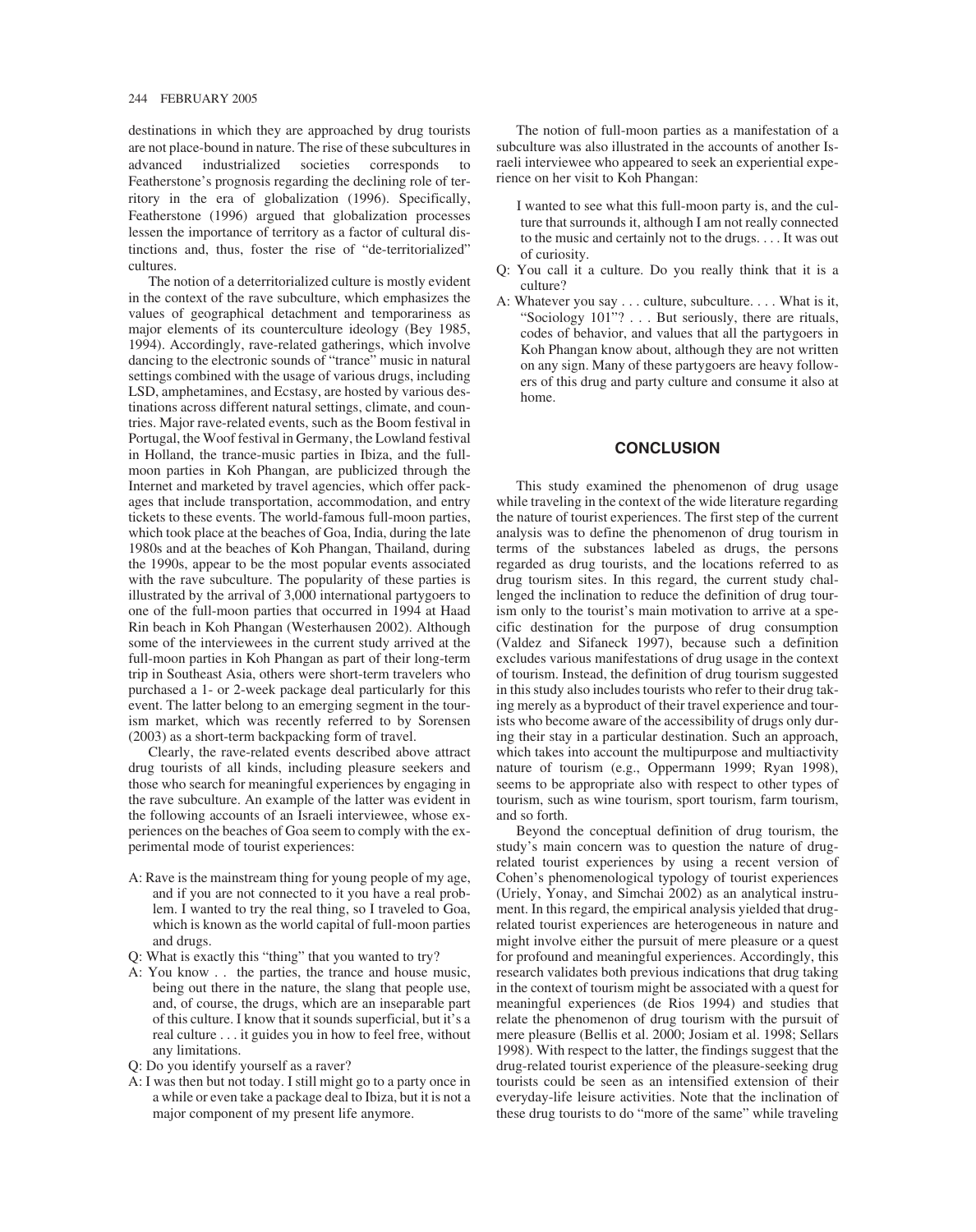destinations in which they are approached by drug tourists are not place-bound in nature. The rise of these subcultures in advanced industrialized societies corresponds to Featherstone's prognosis regarding the declining role of territory in the era of globalization (1996). Specifically, Featherstone (1996) argued that globalization processes lessen the importance of territory as a factor of cultural distinctions and, thus, foster the rise of "de-territorialized" cultures.

The notion of a deterritorialized culture is mostly evident in the context of the rave subculture, which emphasizes the values of geographical detachment and temporariness as major elements of its counterculture ideology (Bey 1985, 1994). Accordingly, rave-related gatherings, which involve dancing to the electronic sounds of "trance" music in natural settings combined with the usage of various drugs, including LSD, amphetamines, and Ecstasy, are hosted by various destinations across different natural settings, climate, and countries. Major rave-related events, such as the Boom festival in Portugal, the Woof festival in Germany, the Lowland festival in Holland, the trance-music parties in Ibiza, and the full-moon parties in Koh Phangan, are publicized through the Internet and marketed by travel agencies, which offer packages that include transportation, accommodation, and entry tickets to these events. The world-famous full-moon parties, which took place at the beaches of Goa, India, during the late 1980s and at the beaches of Koh Phangan, Thailand, during the 1990s, appear to be the most popular events associated with the rave subculture. The popularity of these parties is illustrated by the arrival of 3,000 international partygoers to one of the full-moon parties that occurred in 1994 at Haad Rin beach in Koh Phangan (Westerhausen 2002). Although some of the interviewees in the current study arrived at the full-moon parties in Koh Phangan as part of their long-term trip in Southeast Asia, others were short-term travelers who purchased a 1- or 2-week package deal particularly for this event. The latter belong to an emerging segment in the tourism market, which was recently referred to by Sorensen (2003) as a short-term backpacking form of travel.

Clearly, the rave-related events described above attract drug tourists of all kinds, including pleasure seekers and those who search for meaningful experiences by engaging in the rave subculture. An example of the latter was evident in the following accounts of an Israeli interviewee, whose experiences on the beaches of Goa seem to comply with the experimental mode of tourist experiences:

A: Rave is the mainstream thing for young people of my age, and if you are not connected to it you have a real problem. I wanted to try the real thing, so I traveled to Goa, which is known as the world capital of full-moon parties and drugs.

Q: What is exactly this "thing" that you wanted to try?

A: You know . . the parties, the trance and house music, being out there in the nature, the slang that people use, and, of course, the drugs, which are an inseparable part of this culture. I know that it sounds superficial, but it's a real culture . . . it guides you in how to feel free, without any limitations.

Q: Do you identify yourself as a raver?

A: I was then but not today. I still might go to a party once in a while or even take a package deal to Ibiza, but it is not a major component of my present life anymore.

The notion of full-moon parties as a manifestation of a subculture was also illustrated in the accounts of another Israeli interviewee who appeared to seek an experiential experience on her visit to Koh Phangan:

> I wanted to see what this full-moon party is, and the culture that surrounds it, although I am not really connected to the music and certainly not to the drugs. . . . It was out of curiosity.

Q: You call it a culture. Do you really think that it is a culture?

A: Whatever you say . . . culture, subculture. . . . What is it, "Sociology 101"? . . . But seriously, there are rituals, codes of behavior, and values that all the partygoers in Koh Phangan know about, although they are not written on any sign. Many of these partygoers are heavy followers of this drug and party culture and consume it also at home.

## CONCLUSION

This study examined the phenomenon of drug usage while traveling in the context of the wide literature regarding the nature of tourist experiences. The first step of the current analysis was to define the phenomenon of drug tourism in terms of the substances labeled as drugs, the persons regarded as drug tourists, and the locations referred to as drug tourism sites. In this regard, the current study challenged the inclination to reduce the definition of drug tourism only to the tourist's main motivation to arrive at a specific destination for the purpose of drug consumption (Valdez and Sifaneck 1997), because such a definition excludes various manifestations of drug usage in the context of tourism. Instead, the definition of drug tourism suggested in this study also includes tourists who refer to their drug taking merely as a byproduct of their travel experience and tourists who become aware of the accessibility of drugs only during their stay in a particular destination. Such an approach, which takes into account the multipurpose and multiactivity nature of tourism (e.g., Oppermann 1999; Ryan 1998), seems to be appropriate also with respect to other types of tourism, such as wine tourism, sport tourism, farm tourism, and so forth.

Beyond the conceptual definition of drug tourism, the study's main concern was to question the nature of drug-related tourist experiences by using a recent version of Cohen's phenomenological typology of tourist experiences (Uriely, Yonay, and Simchai 2002) as an analytical instrument. In this regard, the empirical analysis yielded that drug-related tourist experiences are heterogeneous in nature and might involve either the pursuit of mere pleasure or a quest for profound and meaningful experiences. Accordingly, this research validates both previous indications that drug taking in the context of tourism might be associated with a quest for meaningful experiences (de Rios 1994) and studies that relate the phenomenon of drug tourism with the pursuit of mere pleasure (Bellis et al. 2000; Josiam et al. 1998; Sellars 1998). With respect to the latter, the findings suggest that the drug-related tourist experience of the pleasure-seeking drug tourists could be seen as an intensified extension of their everyday-life leisure activities. Note that the inclination of these drug tourists to do "more of the same" while traveling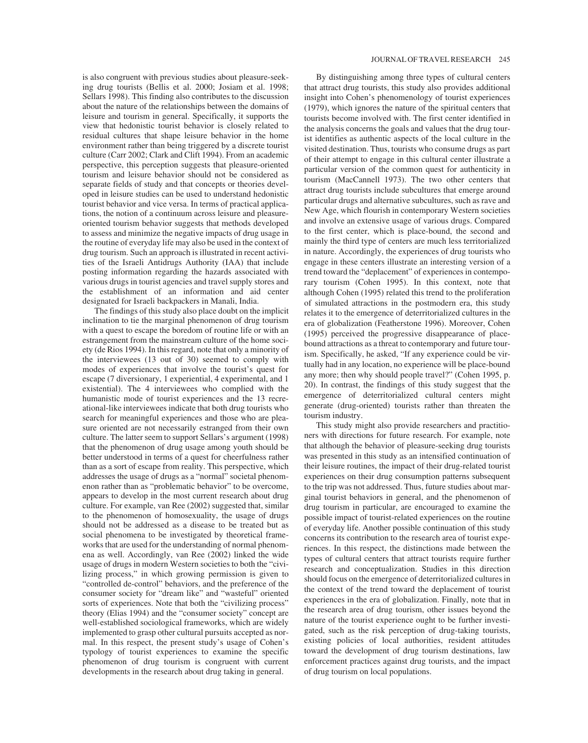is also congruent with previous studies about pleasure-seeking drug tourists (Bellis et al. 2000; Josiam et al. 1998; Sellars 1998). This finding also contributes to the discussion about the nature of the relationships between the domains of leisure and tourism in general. Specifically, it supports the view that hedonistic tourist behavior is closely related to residual cultures that shape leisure behavior in the home environment rather than being triggered by a discrete tourist culture (Carr 2002; Clark and Clift 1994). From an academic perspective, this perception suggests that pleasure-oriented tourism and leisure behavior should not be considered as separate fields of study and that concepts or theories developed in leisure studies can be used to understand hedonistic tourist behavior and vice versa. In terms of practical applications, the notion of a continuum across leisure and pleasure-oriented tourism behavior suggests that methods developed to assess and minimize the negative impacts of drug usage in the routine of everyday life may also be used in the context of drug tourism. Such an approach is illustrated in recent activities of the Israeli Antidrugs Authority (IAA) that include posting information regarding the hazards associated with various drugs in tourist agencies and travel supply stores and the establishment of an information and aid center designated for Israeli backpackers in Manali, India.

The findings of this study also place doubt on the implicit inclination to tie the marginal phenomenon of drug tourism with a quest to escape the boredom of routine life or with an estrangement from the mainstream culture of the home society (de Rios 1994). In this regard, note that only a minority of the interviewees (13 out of 30) seemed to comply with modes of experiences that involve the tourist's quest for escape (7 diversionary, 1 experiential, 4 experimental, and 1 existential). The 4 interviewees who complied with the humanistic mode of tourist experiences and the 13 recreational-like interviewees indicate that both drug tourists who search for meaningful experiences and those who are pleasure oriented are not necessarily estranged from their own culture. The latter seem to support Sellars's argument (1998) that the phenomenon of drug usage among youth should be better understood in terms of a quest for cheerfulness rather than as a sort of escape from reality. This perspective, which addresses the usage of drugs as a "normal" societal phenomenon rather than as "problematic behavior" to be overcome, appears to develop in the most current research about drug culture. For example, van Ree (2002) suggested that, similar to the phenomenon of homosexuality, the usage of drugs should not be addressed as a disease to be treated but as social phenomena to be investigated by theoretical frameworks that are used for the understanding of normal phenomena as well. Accordingly, van Ree (2002) linked the wide usage of drugs in modern Western societies to both the "civilizing process," in which growing permission is given to "controlled de-control" behaviors, and the preference of the consumer society for "dream like" and "wasteful" oriented sorts of experiences. Note that both the "civilizing process" theory (Elias 1994) and the "consumer society" concept are well-established sociological frameworks, which are widely implemented to grasp other cultural pursuits accepted as normal. In this respect, the present study's usage of Cohen's typology of tourist experiences to examine the specific phenomenon of drug tourism is congruent with current developments in the research about drug taking in general.

By distinguishing among three types of cultural centers that attract drug tourists, this study also provides additional insight into Cohen's phenomenology of tourist experiences (1979), which ignores the nature of the spiritual centers that tourists become involved with. The first center identified in the analysis concerns the goals and values that the drug tourist identifies as authentic aspects of the local culture in the visited destination. Thus, tourists who consume drugs as part of their attempt to engage in this cultural center illustrate a particular version of the common quest for authenticity in tourism (MacCannell 1973). The two other centers that attract drug tourists include subcultures that emerge around particular drugs and alternative subcultures, such as rave and New Age, which flourish in contemporary Western societies and involve an extensive usage of various drugs. Compared to the first center, which is place-bound, the second and mainly the third type of centers are much less territorialized in nature. Accordingly, the experiences of drug tourists who engage in these centers illustrate an interesting version of a trend toward the "deplacement" of experiences in contemporary tourism (Cohen 1995). In this context, note that although Cohen (1995) related this trend to the proliferation of simulated attractions in the postmodern era, this study relates it to the emergence of deterritorialized cultures in the era of globalization (Featherstone 1996). Moreover, Cohen (1995) perceived the progressive disappearance of place-bound attractions as a threat to contemporary and future tourism. Specifically, he asked, "If any experience could be virtually had in any location, no experience will be place-bound any more; then why should people travel?" (Cohen 1995, p. 20). In contrast, the findings of this study suggest that the emergence of deterritorialized cultural centers might generate (drug-oriented) tourists rather than threaten the tourism industry.

This study might also provide researchers and practitioners with directions for future research. For example, note that although the behavior of pleasure-seeking drug tourists was presented in this study as an intensified continuation of their leisure routines, the impact of their drug-related tourist experiences on their drug consumption patterns subsequent to the trip was not addressed. Thus, future studies about marginal tourist behaviors in general, and the phenomenon of drug tourism in particular, are encouraged to examine the possible impact of tourist-related experiences on the routine of everyday life. Another possible continuation of this study concerns its contribution to the research area of tourist experiences. In this respect, the distinctions made between the types of cultural centers that attract tourists require further research and conceptualization. Studies in this direction should focus on the emergence of deterritorialized cultures in the context of the trend toward the deplacement of tourist experiences in the era of globalization. Finally, note that in the research area of drug tourism, other issues beyond the nature of the tourist experience ought to be further investigated, such as the risk perception of drug-taking tourists, existing policies of local authorities, resident attitudes toward the development of drug tourism destinations, law enforcement practices against drug tourists, and the impact of drug tourism on local populations.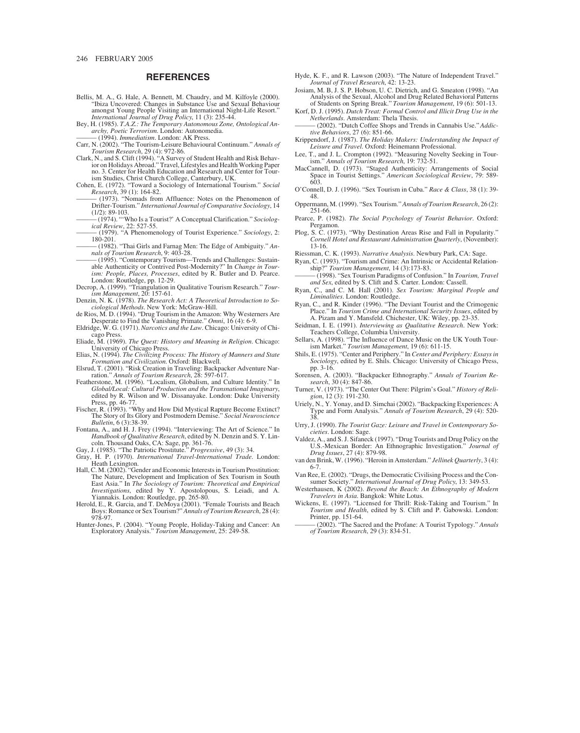## REFERENCES

Bellis, M. A., G. Hale, A. Bennett, M. Chaudry, and M. Kilfoyle (2000). "Ibiza Uncovered: Changes in Substance Use and Sexual Behaviour amongst Young People Visiting an International Night-Life Resort." *International Journal of Drug Policy*, 11 (3): 235-44.

Bey, H. (1985). *T.A.Z.: The Temporary Autonomous Zone, Ontological Anarchy, Poetic Terrorism*. London: Autonomedia.

——— (1994). *Immediatism*. London: AK Press.

Carr, N. (2002). "The Tourism-Leisure Behavioural Continuum." *Annals of Tourism Research*, 29 (4): 972-86.

Clark, N., and S. Clift (1994). "A Survey of Student Health and Risk Behavior on Holidays Abroad." Travel, Lifestyles and Health Working Paper no. 3. Center for Health Education and Research and Center for Tourism Studies, Christ Church College, Canterbury, UK.

Cohen, E. (1972). "Toward a Sociology of International Tourism." *Social Research*, 39 (1): 164-82.

——— (1973). "Nomads from Affluence: Notes on the Phenomenon of Drifter-Tourism." *International Journal of Comparative Sociology*, 14 (1/2): 89-103.

——— (1974). "'Who Is a Tourist?' A Conceptual Clarification." *Sociological Review*, 22: 527-55.

——— (1979). "A Phenomenology of Tourist Experience." *Sociology*, 2: 180-201.

——— (1982). "Thai Girls and Farnag Men: The Edge of Ambiguity." *Annals of Tourism Research*, 9: 403-28.

——— (1995). "Contemporary Tourism—Trends and Challenges: Sustainable Authenticity or Contrived Post-Modernity?" In *Change in Tourism: People, Places, Processes*, edited by R. Butler and D. Pearce. London: Routledge, pp. 12-29.

Decrop, A. (1999). "Triangulation in Qualitative Tourism Research." *Tourism Management*, 20: 157-61.

Denzin, N. K. (1978). *The Research Act: A Theoretical Introduction to Sociological Methods*. New York: McGraw-Hill.

de Rios, M. D. (1994). "Drug Tourism in the Amazon: Why Westerners Are Desperate to Find the Vanishing Primate." *Omni*, 16 (4): 6-9.

Eldridge, W. G. (1971). *Narcotics and the Law*. Chicago: University of Chicago Press.

Eliade, M. (1969). *The Quest: History and Meaning in Religion*. Chicago: University of Chicago Press.

Elias, N. (1994). *The Civilizing Process: The History of Manners and State Formation and Civilization*. Oxford: Blackwell.

Elsrud, T. (2001). "Risk Creation in Traveling: Backpacker Adventure Narration." *Annals of Tourism Research*, 28: 597-617.

Featherstone, M. (1996). "Localism, Globalism, and Culture Identity." In *Global/Local: Cultural Production and the Transnational Imaginary*, edited by R. Wilson and W. Dissanayake. London: Duke University Press, pp. 46-77.

Fischer, R. (1993). "Why and How Did Mystical Rapture Become Extinct? The Story of Its Glory and Postmodern Demise." *Social Neuroscience Bulletin*, 6 (3):38-39.

Fontana, A., and H. J. Frey (1994). "Interviewing: The Art of Science." In *Handbook of Qualitative Research*, edited by N. Denzin and S. Y. Lincoln. Thousand Oaks, CA: Sage, pp. 361-76.

Gay, J. (1985). "The Patriotic Prostitute." *Progressive*, 49 (3): 34.

Gray, H. P. (1970). *International Travel-International Trade*. London: Heath Lexington.

Hall, C. M. (2002). "Gender and Economic Interests in Tourism Prostitution: The Nature, Development and Implication of Sex Tourism in South East Asia." In *The Sociology of Tourism: Theoretical and Empirical Investigations*, edited by Y. Apostolopous, S. Leiadi, and A. Yiannakis. London: Routledge, pp. 265-80.

Herold, E., R. Garcia, and T. DeMoya (2001). "Female Tourists and Beach Boys: Romance or Sex Tourism?" *Annals of Tourism Research*, 28 (4): 978-97.

Hunter-Jones, P. (2004). "Young People, Holiday-Taking and Cancer: An Exploratory Analysis." *Tourism Management*, 25: 249-58.

Hyde, K. F., and R. Lawson (2003). "The Nature of Independent Travel." *Journal of Travel Research*, 42: 13-23.

Josiam, M. B, J. S. P. Hobson, U. C. Dietrich, and G. Smeaton (1998). "An Analysis of the Sexual, Alcohol and Drug Related Behavioral Patterns of Students on Spring Break." *Tourism Management*, 19 (6): 501-13.

Korf, D. J. (1995). *Dutch Treat: Formal Control and Illicit Drug Use in the Netherlands*. Amsterdam: Thela Thesis.

——— (2002). "Dutch Coffee Shops and Trends in Cannabis Use." *Addictive Behaviors*, 27 (6): 851-66.

Krippendorf, J. (1987). *The Holiday Makers: Understanding the Impact of Leisure and Travel*. Oxford: Heinemann Professional.

Lee, T., and J. L. Crompton (1992). "Measuring Novelty Seeking in Tourism." *Annals of Tourism Research*, 19: 732-51.

MacCannell, D. (1973). "Staged Authenticity: Arrangements of Social Space in Tourist Settings." *American Sociological Review*, 79: 589-603.

O'Connell, D. J. (1996). "Sex Tourism in Cuba." *Race & Class*, 38 (1): 39-48.

Oppermann, M. (1999). "Sex Tourism." *Annals of Tourism Research*, 26 (2): 251-66.

Pearce, P. (1982). *The Social Psychology of Tourist Behavior*. Oxford: Pergamon.

Plog, S. C. (1973). "Why Destination Areas Rise and Fall in Popularity." *Cornell Hotel and Restaurant Administration Quarterly*, (November): 13-16.

Riessman, C. K. (1993). *Narrative Analysis*. Newbury Park, CA: Sage.

Ryan, C. (1993). "Tourism and Crime: An Intrinsic or Accidental Relationship?" *Tourism Management*, 14 (3):173-83.

——— (1998). "Sex Tourism Paradigms of Confusion." In *Tourism, Travel and Sex*, edited by S. Clift and S. Carter. London: Cassell.

Ryan, C., and C. M. Hall (2001). *Sex Tourism: Marginal People and Liminalities*. London: Routledge.

Ryan, C., and R. Kinder (1996). "The Deviant Tourist and the Crimogenic Place." In *Tourism Crime and International Security Issues*, edited by A. Pizam and Y. Mansfeld. Chichester, UK: Wiley, pp. 23-35.

Seidman, I. E. (1991). *Interviewing as Qualitative Research*. New York: Teachers College, Columbia University.

Sellars, A. (1998). "The Influence of Dance Music on the UK Youth Tourism Market." *Tourism Management*, 19 (6): 611-15.

Shils, E. (1975). "Center and Periphery." In *Center and Periphery: Essays in Sociology*, edited by E. Shils. Chicago: University of Chicago Press, pp. 3-16.

Sorensen, A. (2003). "Backpacker Ethnography." *Annals of Tourism Research*, 30 (4): 847-86.

Turner, V. (1973). "The Center Out There: Pilgrim's Goal." *History of Religion*, 12 (3): 191-230.

Uriely, N., Y. Yonay, and D. Simchai (2002). "Backpacking Experiences: A Type and Form Analysis." *Annals of Tourism Research*, 29 (4): 520-38.

Urry, J. (1990). *The Tourist Gaze: Leisure and Travel in Contemporary Societies*. London: Sage.

Valdez, A., and S. J. Sifaneck (1997). "Drug Tourists and Drug Policy on the U.S.-Mexican Border: An Ethnographic Investigation." *Journal of Drug Issues*, 27 (4): 879-98.

van den Brink, W. (1996). "Heroin in Amsterdam." *Jellinek Quarterly*, 3 (4): 6-7.

Van Ree, E. (2002). "Drugs, the Democratic Civilising Process and the Consumer Society." *International Journal of Drug Policy*, 13: 349-53.

Westerhausen, K (2002). *Beyond the Beach: An Ethnography of Modern Travelers in Asia*. Bangkok: White Lotus.

Wickens, E. (1997). "Licensed for Thrill: Risk-Taking and Tourism." In *Tourism and Health*, edited by S. Clift and P. Gabowski. London: Printer, pp. 151-64.

——— (2002). "The Sacred and the Profane: A Tourist Typology." *Annals of Tourism Research*, 29 (3): 834-51.